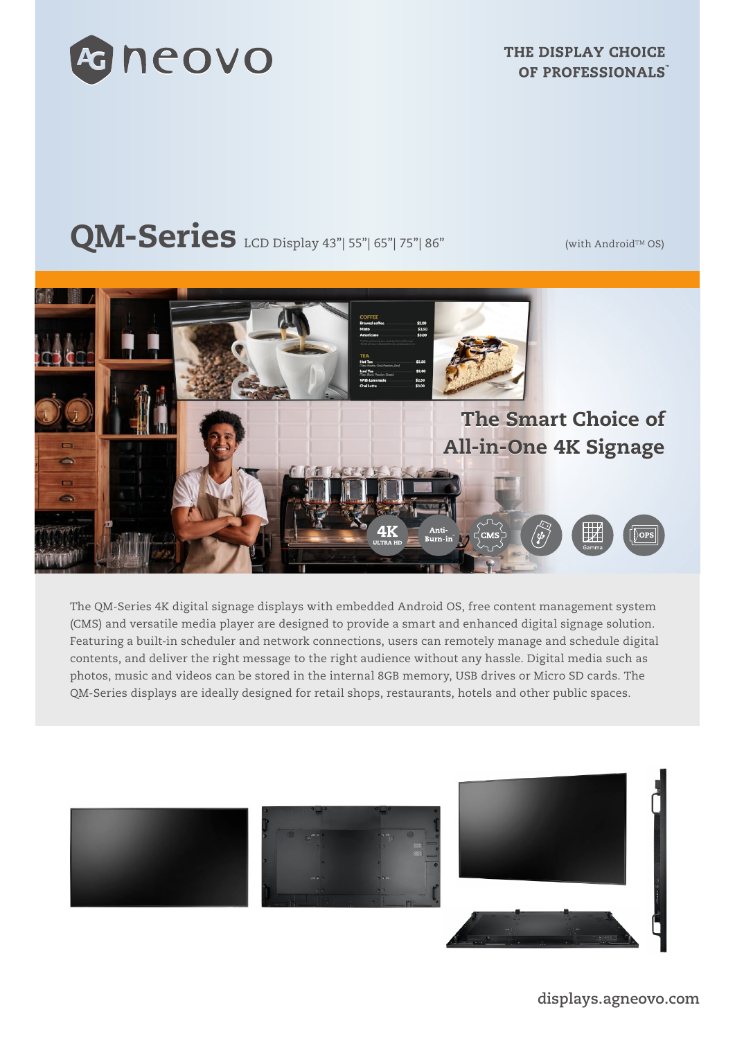AG neovo

THE DISPLAY CHOICE OF PROFESSIONALS™

# QM-Series LCD Display 43"| 55"| 65"| 75"| 86"

(with Android™ OS)

## The Smart Choice of All-in-One 4K Signage

4K ULTRA HD | Anti-Burn-in | CMS | USB | Gamma | OPS

The QM-Series 4K digital signage displays with embedded Android OS, free content management system (CMS) and versatile media player are designed to provide a smart and enhanced digital signage solution. Featuring a built-in scheduler and network connections, users can remotely manage and schedule digital contents, and deliver the right message to the right audience without any hassle. Digital media such as photos, music and videos can be stored in the internal 8GB memory, USB drives or Micro SD cards. The QM-Series displays are ideally designed for retail shops, restaurants, hotels and other public spaces.

displays.agneovo.com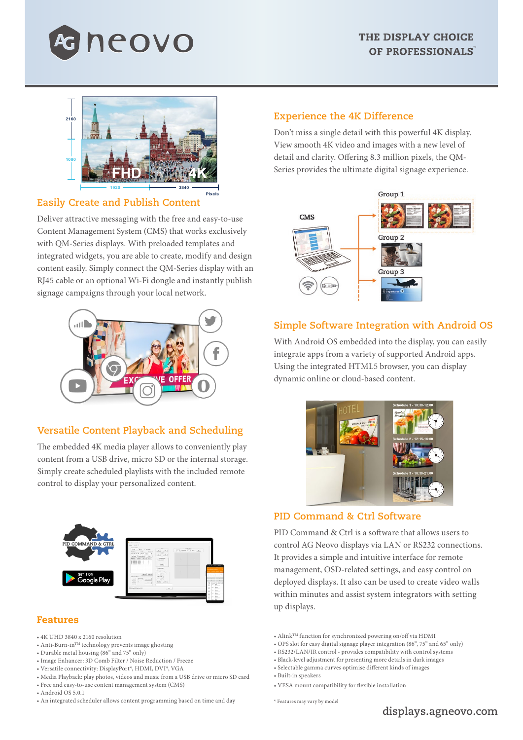## Experience the 4K Difference

Don't miss a single detail with this powerful 4K display. View smooth 4K video and images with a new level of detail and clarity. Offering 8.3 million pixels, the QM-Series provides the ultimate digital signage experience.

## Easily Create and Publish Content

Deliver attractive messaging with the free and easy-to-use Content Management System (CMS) that works exclusively with QM-Series displays. With preloaded templates and integrated widgets, you are able to create, modify and design content easily. Simply connect the QM-Series display with an RJ45 cable or an optional Wi-Fi dongle and instantly publish signage campaigns through your local network.

## Simple Software Integration with Android OS

With Android OS embedded into the display, you can easily integrate apps from a variety of supported Android apps. Using the integrated HTML5 browser, you can display dynamic online or cloud-based content.

## Versatile Content Playback and Scheduling

The embedded 4K media player allows to conveniently play content from a USB drive, micro SD or the internal storage. Simply create scheduled playlists with the included remote control to display your personalized content.

## PID Command & Ctrl Software

PID Command & Ctrl is a software that allows users to control AG Neovo displays via LAN or RS232 connections. It provides a simple and intuitive interface for remote management, OSD-related settings, and easy control on deployed displays. It also can be used to create video walls within minutes and assist system integrators with setting up displays.

## Features

- 4K UHD 3840 x 2160 resolution
- Anti-Burn-in™ technology prevents image ghosting
- Durable metal housing (86" and 75" only)
- Image Enhancer: 3D Comb Filter / Noise Reduction / Freeze
- Versatile connectivity: DisplayPort*, HDMI, DVI*, VGA
- Media Playback: play photos, videos and music from a USB drive or micro SD card
- Free and easy-to-use content management system (CMS)
- Android OS 5.0.1
- An integrated scheduler allows content programming based on time and day
- Alink™ function for synchronized powering on/off via HDMI
- OPS slot for easy digital signage player integration (86", 75" and 65" only)
- RS232/LAN/IR control - provides compatibility with control systems
- Black-level adjustment for presenting more details in dark images
- Selectable gamma curves optimise different kinds of images
- Built-in speakers
- VESA mount compatibility for flexible installation

* Features may vary by model

displays.agneovo.com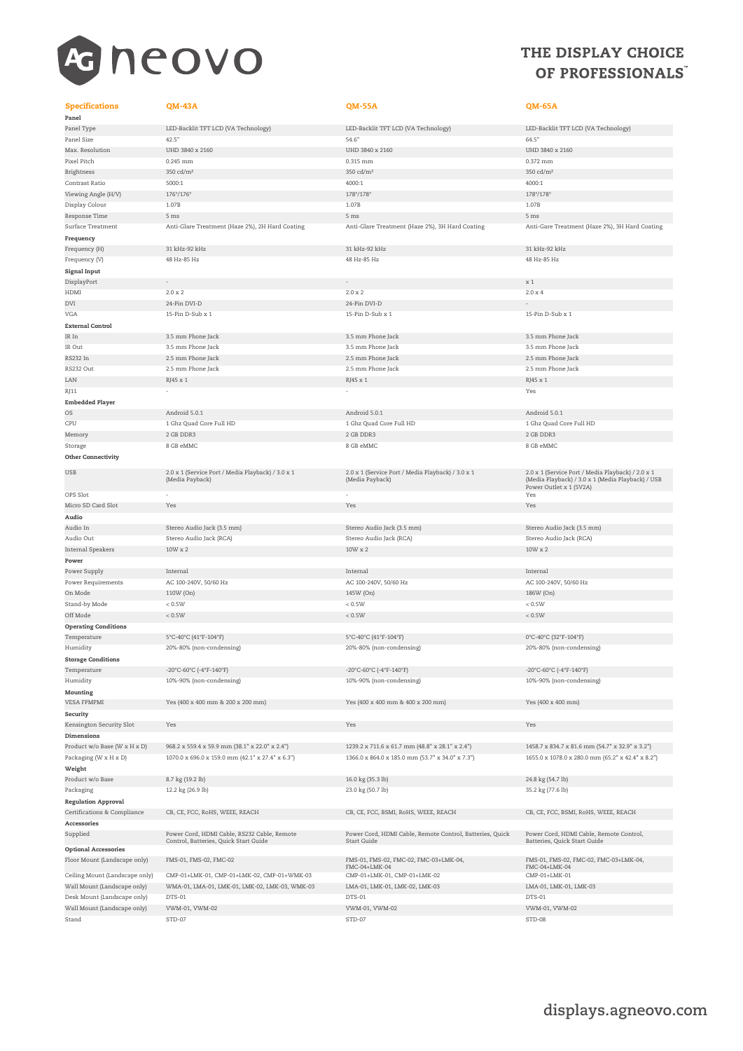THE DISPLAY CHOICE OF PROFESSIONALS™

| Specifications | QM-43A | QM-55A | QM-65A |
|---|---|---|---|
| **Panel** | | | |
| Panel Type | LED-Backlit TFT LCD (VA Technology) | LED-Backlit TFT LCD (VA Technology) | LED-Backlit TFT LCD (VA Technology) |
| Panel Size | 42.5" | 54.6" | 64.5" |
| Max. Resolution | UHD 3840 x 2160 | UHD 3840 x 2160 | UHD 3840 x 2160 |
| Pixel Pitch | 0.245 mm | 0.315 mm | 0.372 mm |
| Brightness | 350 cd/m² | 350 cd/m² | 350 cd/m² |
| Contrast Ratio | 5000:1 | 4000:1 | 4000:1 |
| Viewing Angle (H/V) | 176°/176° | 178°/178° | 178°/178° |
| Display Colour | 1.07B | 1.07B | 1.07B |
| Response Time | 5 ms | 5 ms | 5 ms |
| Surface Treatment | Anti-Glare Treatment (Haze 2%), 2H Hard Coating | Anti-Glare Treatment (Haze 2%), 3H Hard Coating | Anti-Gare Treatment (Haze 2%), 3H Hard Coating |
| **Frequency** | | | |
| Frequency (H) | 31 kHz-92 kHz | 31 kHz-92 kHz | 31 kHz-92 kHz |
| Frequency (V) | 48 Hz-85 Hz | 48 Hz-85 Hz | 48 Hz-85 Hz |
| **Signal Input** | | | |
| DisplayPort | - | - | x 1 |
| HDMI | 2.0 x 2 | 2.0 x 2 | 2.0 x 4 |
| DVI | 24-Pin DVI-D | 24-Pin DVI-D | - |
| VGA | 15-Pin D-Sub x 1 | 15-Pin D-Sub x 1 | 15-Pin D-Sub x 1 |
| **External Control** | | | |
| IR In | 3.5 mm Phone Jack | 3.5 mm Phone Jack | 3.5 mm Phone Jack |
| IR Out | 3.5 mm Phone Jack | 3.5 mm Phone Jack | 3.5 mm Phone Jack |
| RS232 In | 2.5 mm Phone Jack | 2.5 mm Phone Jack | 2.5 mm Phone Jack |
| RS232 Out | 2.5 mm Phone Jack | 2.5 mm Phone Jack | 2.5 mm Phone Jack |
| LAN | RJ45 x 1 | RJ45 x 1 | RJ45 x 1 |
| RJ11 | - | - | Yes |
| **Embedded Player** | | | |
| OS | Android 5.0.1 | Android 5.0.1 | Android 5.0.1 |
| CPU | 1 Ghz Quad Core Full HD | 1 Ghz Quad Core Full HD | 1 Ghz Quad Core Full HD |
| Memory | 2 GB DDR3 | 2 GB DDR3 | 2 GB DDR3 |
| Storage | 8 GB eMMC | 8 GB eMMC | 8 GB eMMC |
| **Other Connectivity** | | | |
| USB | 2.0 x 1 (Service Port / Media Playback) / 3.0 x 1 (Media Payback) | 2.0 x 1 (Service Port / Media Playback) / 3.0 x 1 (Media Payback) | 2.0 x 1 (Service Port / Media Playback) / 2.0 x 1 (Media Playback) / 3.0 x 1 (Media Playback) / USB Power Outlet x 1 (5V2A) |
| OPS Slot | - | - | Yes |
| Micro SD Card Slot | Yes | Yes | Yes |
| **Audio** | | | |
| Audio In | Stereo Audio Jack (3.5 mm) | Stereo Audio Jack (3.5 mm) | Stereo Audio Jack (3.5 mm) |
| Audio Out | Stereo Audio Jack (RCA) | Stereo Audio Jack (RCA) | Stereo Audio Jack (RCA) |
| Internal Speakers | 10W x 2 | 10W x 2 | 10W x 2 |
| **Power** | | | |
| Power Supply | Internal | Internal | Internal |
| Power Requirements | AC 100-240V, 50/60 Hz | AC 100-240V, 50/60 Hz | AC 100-240V, 50/60 Hz |
| On Mode | 110W (On) | 145W (On) | 186W (On) |
| Stand-by Mode | < 0.5W | < 0.5W | < 0.5W |
| Off Mode | < 0.5W | < 0.5W | < 0.5W |
| **Operating Conditions** | | | |
| Temperature | 5°C-40°C (41°F-104°F) | 5°C-40°C (41°F-104°F) | 0°C-40°C (32°F-104°F) |
| Humidity | 20%-80% (non-condensing) | 20%-80% (non-condensing) | 20%-80% (non-condensing) |
| **Storage Conditions** | | | |
| Temperature | -20°C-60°C (-4°F-140°F) | -20°C-60°C (-4°F-140°F) | -20°C-60°C (-4°F-140°F) |
| Humidity | 10%-90% (non-condensing) | 10%-90% (non-condensing) | 10%-90% (non-condensing) |
| **Mounting** | | | |
| VESA FPMPMI | Yes (400 x 400 mm & 200 x 200 mm) | Yes (400 x 400 mm & 400 x 200 mm) | Yes (400 x 400 mm) |
| **Security** | | | |
| Kensington Security Slot | Yes | Yes | Yes |
| **Dimensions** | | | |
| Product w/o Base (W x H x D) | 968.2 x 559.4 x 59.9 mm (38.1" x 22.0" x 2.4") | 1239.2 x 711.6 x 61.7 mm (48.8" x 28.1" x 2.4") | 1458.7 x 834.7 x 81.6 mm (54.7" x 32.9" x 3.2") |
| Packaging (W x H x D) | 1070.0 x 696.0 x 159.0 mm (42.1" x 27.4" x 6.3") | 1366.0 x 864.0 x 185.0 mm (53.7" x 34.0" x 7.3") | 1655.0 x 1078.0 x 280.0 mm (65.2" x 42.4" x 8.2") |
| **Weight** | | | |
| Product w/o Base | 8.7 kg (19.2 lb) | 16.0 kg (35.3 lb) | 24.8 kg (54.7 lb) |
| Packaging | 12.2 kg (26.9 lb) | 23.0 kg (50.7 lb) | 35.2 kg (77.6 lb) |
| **Regulation Approval** | | | |
| Certifications & Compliance | CB, CE, FCC, RoHS, WEEE, REACH | CB, CE, FCC, BSMI, RoHS, WEEE, REACH | CB, CE, FCC, BSMI, RoHS, WEEE, REACH |
| **Accessories** | | | |
| Supplied | Power Cord, HDMI Cable, RS232 Cable, Remote Control, Batteries, Quick Start Guide | Power Cord, HDMI Cable, Remote Control, Batteries, Quick Start Guide | Power Cord, HDMI Cable, Remote Control, Batteries, Quick Start Guide |
| **Optional Accessories** | | | |
| Floor Mount (Landscape only) | FMS-01, FMS-02, FMC-02 | FMS-01, FMS-02, FMC-02, FMC-03+LMK-04, FMC-04+LMK-04 | FMS-01, FMS-02, FMC-02, FMC-03+LMK-04, FMC-04+LMK-04 |
| Ceiling Mount (Landscape only) | CMP-01+LMK-01, CMP-01+LMK-02, CMP-01+WMK-03 | CMP-01+LMK-01, CMP-01+LMK-02 | CMP-01+LMK-01 |
| Wall Mount (Landscape only) | WMA-01, LMA-01, LMK-01, LMK-02, LMK-03, WMK-03 | LMA-01, LMK-01, LMK-02, LMK-03 | LMA-01, LMK-01, LMK-03 |
| Desk Mount (Landscape only) | DTS-01 | DTS-01 | DTS-01 |
| Wall Mount (Landscape only) | VWM-01, VWM-02 | VWM-01, VWM-02 | VWM-01, VWM-02 |
| Stand | STD-07 | STD-07 | STD-08 |

displays.agneovo.com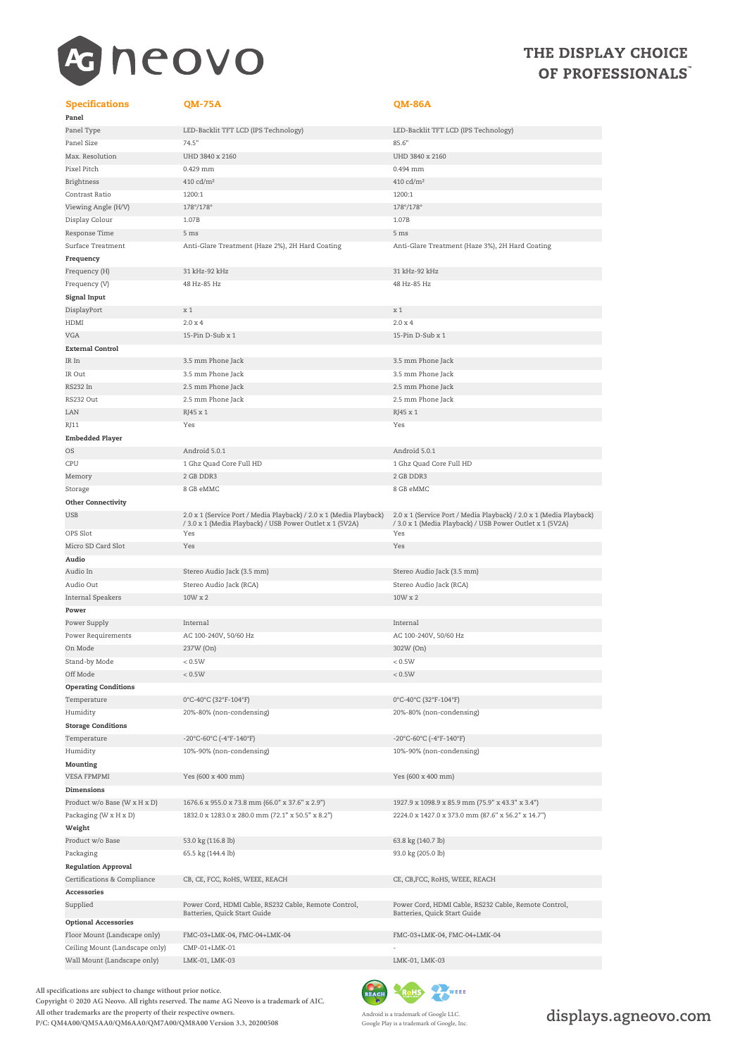THE DISPLAY CHOICE OF PROFESSIONALS™

| Specifications | QM-75A | QM-86A |
|---|---|---|
| **Panel** | | |
| Panel Type | LED-Backlit TFT LCD (IPS Technology) | LED-Backlit TFT LCD (IPS Technology) |
| Panel Size | 74.5" | 85.6" |
| Max. Resolution | UHD 3840 x 2160 | UHD 3840 x 2160 |
| Pixel Pitch | 0.429 mm | 0.494 mm |
| Brightness | 410 cd/m² | 410 cd/m² |
| Contrast Ratio | 1200:1 | 1200:1 |
| Viewing Angle (H/V) | 178°/178° | 178°/178° |
| Display Colour | 1.07B | 1.07B |
| Response Time | 5 ms | 5 ms |
| Surface Treatment | Anti-Glare Treatment (Haze 2%), 2H Hard Coating | Anti-Glare Treatment (Haze 3%), 2H Hard Coating |
| **Frequency** | | |
| Frequency (H) | 31 kHz-92 kHz | 31 kHz-92 kHz |
| Frequency (V) | 48 Hz-85 Hz | 48 Hz-85 Hz |
| **Signal Input** | | |
| DisplayPort | x 1 | x 1 |
| HDMI | 2.0 x 4 | 2.0 x 4 |
| VGA | 15-Pin D-Sub x 1 | 15-Pin D-Sub x 1 |
| **External Control** | | |
| IR In | 3.5 mm Phone Jack | 3.5 mm Phone Jack |
| IR Out | 3.5 mm Phone Jack | 3.5 mm Phone Jack |
| RS232 In | 2.5 mm Phone Jack | 2.5 mm Phone Jack |
| RS232 Out | 2.5 mm Phone Jack | 2.5 mm Phone Jack |
| LAN | RJ45 x 1 | RJ45 x 1 |
| RJ11 | Yes | Yes |
| **Embedded Player** | | |
| OS | Android 5.0.1 | Android 5.0.1 |
| CPU | 1 Ghz Quad Core Full HD | 1 Ghz Quad Core Full HD |
| Memory | 2 GB DDR3 | 2 GB DDR3 |
| Storage | 8 GB eMMC | 8 GB eMMC |
| **Other Connectivity** | | |
| USB | 2.0 x 1 (Service Port / Media Playback) / 2.0 x 1 (Media Playback) / 3.0 x 1 (Media Playback) / USB Power Outlet x 1 (5V2A) | 2.0 x 1 (Service Port / Media Playback) / 2.0 x 1 (Media Playback) / 3.0 x 1 (Media Playback) / USB Power Outlet x 1 (5V2A) |
| OPS Slot | Yes | Yes |
| Micro SD Card Slot | Yes | Yes |
| **Audio** | | |
| Audio In | Stereo Audio Jack (3.5 mm) | Stereo Audio Jack (3.5 mm) |
| Audio Out | Stereo Audio Jack (RCA) | Stereo Audio Jack (RCA) |
| Internal Speakers | 10W x 2 | 10W x 2 |
| **Power** | | |
| Power Supply | Internal | Internal |
| Power Requirements | AC 100-240V, 50/60 Hz | AC 100-240V, 50/60 Hz |
| On Mode | 237W (On) | 302W (On) |
| Stand-by Mode | < 0.5W | < 0.5W |
| Off Mode | < 0.5W | < 0.5W |
| **Operating Conditions** | | |
| Temperature | 0°C-40°C (32°F-104°F) | 0°C-40°C (32°F-104°F) |
| Humidity | 20%-80% (non-condensing) | 20%-80% (non-condensing) |
| **Storage Conditions** | | |
| Temperature | -20°C-60°C (-4°F-140°F) | -20°C-60°C (-4°F-140°F) |
| Humidity | 10%-90% (non-condensing) | 10%-90% (non-condensing) |
| **Mounting** | | |
| VESA FPMPMI | Yes (600 x 400 mm) | Yes (600 x 400 mm) |
| **Dimensions** | | |
| Product w/o Base (W x H x D) | 1676.6 x 955.0 x 73.8 mm (66.0" x 37.6" x 2.9") | 1927.9 x 1098.9 x 85.9 mm (75.9" x 43.3" x 3.4") |
| Packaging (W x H x D) | 1832.0 x 1283.0 x 280.0 mm (72.1" x 50.5" x 8.2") | 2224.0 x 1427.0 x 373.0 mm (87.6" x 56.2" x 14.7") |
| **Weight** | | |
| Product w/o Base | 53.0 kg (116.8 lb) | 63.8 kg (140.7 lb) |
| Packaging | 65.5 kg (144.4 lb) | 93.0 kg (205.0 lb) |
| **Regulation Approval** | | |
| Certifications & Compliance | CB, CE, FCC, RoHS, WEEE, REACH | CE, CB,FCC, RoHS, WEEE, REACH |
| **Accessories** | | |
| Supplied | Power Cord, HDMI Cable, RS232 Cable, Remote Control, Batteries, Quick Start Guide | Power Cord, HDMI Cable, RS232 Cable, Remote Control, Batteries, Quick Start Guide |
| **Optional Accessories** | | |
| Floor Mount (Landscape only) | FMC-03+LMK-04, FMC-04+LMK-04 | FMC-03+LMK-04, FMC-04+LMK-04 |
| Ceiling Mount (Landscape only) | CMP-01+LMK-01 | - |
| Wall Mount (Landscape only) | LMK-01, LMK-03 | LMK-01, LMK-03 |

**All specifications are subject to change without prior notice.**
**Copyright © 2020 AG Neovo. All rights reserved. The name AG Neovo is a trademark of AIC.**
**All other trademarks are the property of their respective owners.**
**P/C: QM4A00/QM5AA0/QM6AA0/QM7A00/QM8A00 Version 3.3, 20200508**

Android is a trademark of Google LLC.
Google Play is a trademark of Google, Inc.

displays.agneovo.com